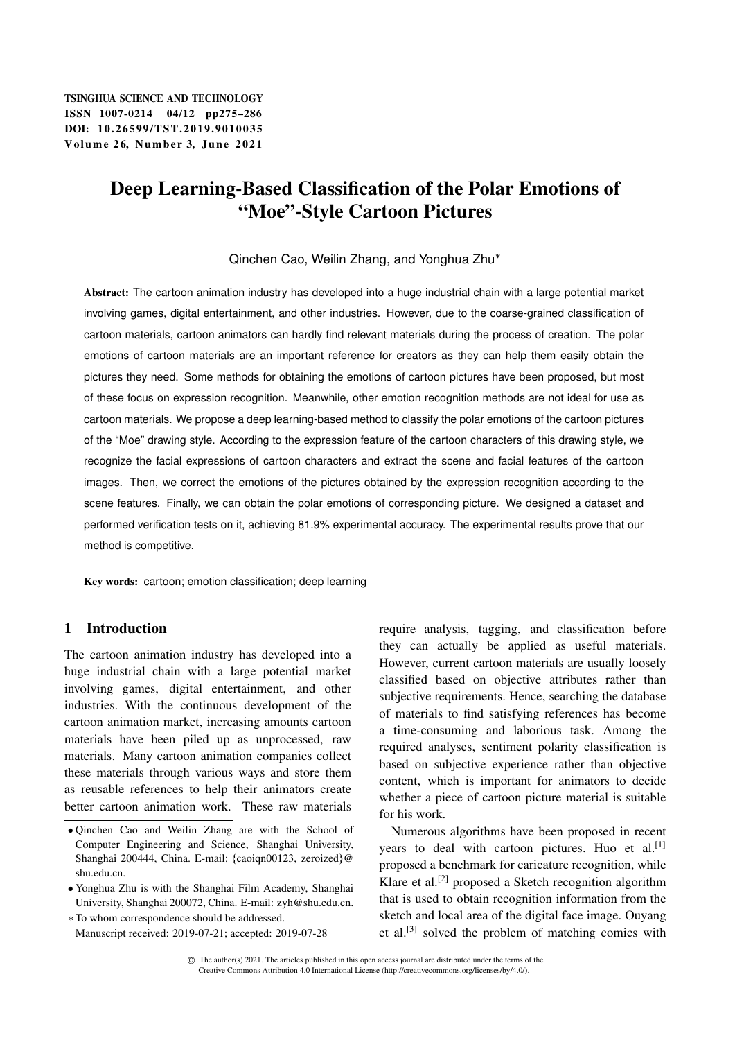# Deep Learning-Based Classification of the Polar Emotions of "Moe"-Style Cartoon Pictures

Qinchen Cao, Weilin Zhang, and Yonghua Zhu*

**Abstract:** The cartoon animation industry has developed into a huge industrial chain with a large potential market involving games, digital entertainment, and other industries. However, due to the coarse-grained classification of cartoon materials, cartoon animators can hardly find relevant materials during the process of creation. The polar emotions of cartoon materials are an important reference for creators as they can help them easily obtain the pictures they need. Some methods for obtaining the emotions of cartoon pictures have been proposed, but most of these focus on expression recognition. Meanwhile, other emotion recognition methods are not ideal for use as cartoon materials. We propose a deep learning-based method to classify the polar emotions of the cartoon pictures of the "Moe" drawing style. According to the expression feature of the cartoon characters of this drawing style, we recognize the facial expressions of cartoon characters and extract the scene and facial features of the cartoon images. Then, we correct the emotions of the pictures obtained by the expression recognition according to the scene features. Finally, we can obtain the polar emotions of corresponding picture. We designed a dataset and performed verification tests on it, achieving 81.9% experimental accuracy. The experimental results prove that our method is competitive.

**Key words:** cartoon; emotion classification; deep learning

## 1 Introduction

The cartoon animation industry has developed into a huge industrial chain with a large potential market involving games, digital entertainment, and other industries. With the continuous development of the cartoon animation market, increasing amounts cartoon materials have been piled up as unprocessed, raw materials. Many cartoon animation companies collect these materials through various ways and store them as reusable references to help their animators create better cartoon animation work. These raw materials require analysis, tagging, and classification before they can actually be applied as useful materials. However, current cartoon materials are usually loosely classified based on objective attributes rather than subjective requirements. Hence, searching the database of materials to find satisfying references has become a time-consuming and laborious task. Among the required analyses, sentiment polarity classification is based on subjective experience rather than objective content, which is important for animators to decide whether a piece of cartoon picture material is suitable for his work.

Numerous algorithms have been proposed in recent years to deal with cartoon pictures. Huo et al.[1] proposed a benchmark for caricature recognition, while Klare et al.[2] proposed a Sketch recognition algorithm that is used to obtain recognition information from the sketch and local area of the digital face image. Ouyang et al.[3] solved the problem of matching comics with

- Qinchen Cao and Weilin Zhang are with the School of Computer Engineering and Science, Shanghai University, Shanghai 200444, China. E-mail: {caoiqn00123, zeroized}@shu.edu.cn.
- Yonghua Zhu is with the Shanghai Film Academy, Shanghai University, Shanghai 200072, China. E-mail: zyh@shu.edu.cn.

\* To whom correspondence should be addressed.

Manuscript received: 2019-07-21; accepted: 2019-07-28

© The author(s) 2021. The articles published in this open access journal are distributed under the terms of the Creative Commons Attribution 4.0 International License (http://creativecommons.org/licenses/by/4.0/).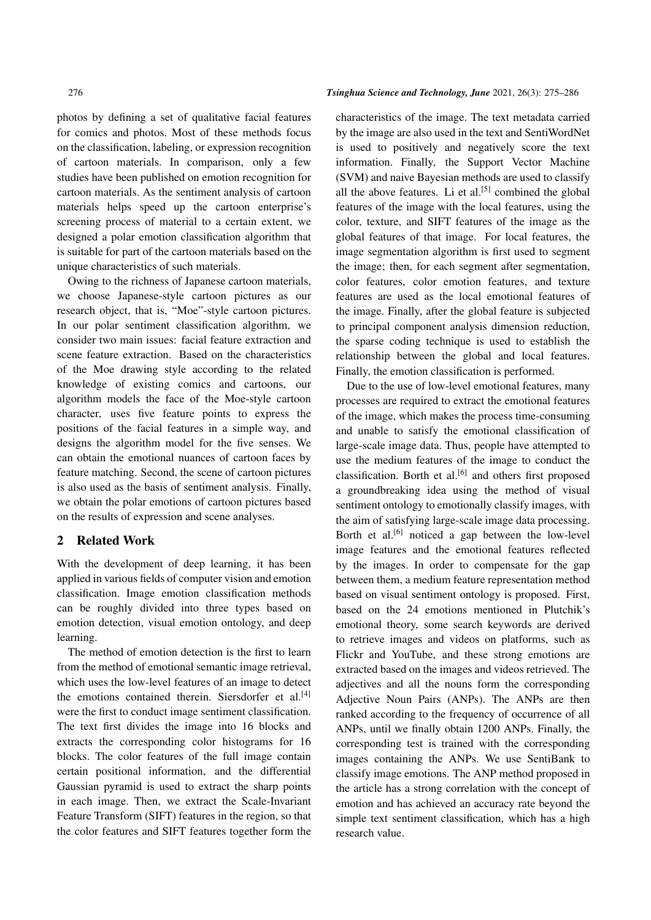photos by defining a set of qualitative facial features for comics and photos. Most of these methods focus on the classification, labeling, or expression recognition of cartoon materials. In comparison, only a few studies have been published on emotion recognition for cartoon materials. As the sentiment analysis of cartoon materials helps speed up the cartoon enterprise's screening process of material to a certain extent, we designed a polar emotion classification algorithm that is suitable for part of the cartoon materials based on the unique characteristics of such materials.

Owing to the richness of Japanese cartoon materials, we choose Japanese-style cartoon pictures as our research object, that is, "Moe"-style cartoon pictures. In our polar sentiment classification algorithm, we consider two main issues: facial feature extraction and scene feature extraction. Based on the characteristics of the Moe drawing style according to the related knowledge of existing comics and cartoons, our algorithm models the face of the Moe-style cartoon character, uses five feature points to express the positions of the facial features in a simple way, and designs the algorithm model for the five senses. We can obtain the emotional nuances of cartoon faces by feature matching. Second, the scene of cartoon pictures is also used as the basis of sentiment analysis. Finally, we obtain the polar emotions of cartoon pictures based on the results of expression and scene analyses.

## 2 Related Work

With the development of deep learning, it has been applied in various fields of computer vision and emotion classification. Image emotion classification methods can be roughly divided into three types based on emotion detection, visual emotion ontology, and deep learning.

The method of emotion detection is the first to learn from the method of emotional semantic image retrieval, which uses the low-level features of an image to detect the emotions contained therein. Siersdorfer et al.[4] were the first to conduct image sentiment classification. The text first divides the image into 16 blocks and extracts the corresponding color histograms for 16 blocks. The color features of the full image contain certain positional information, and the differential Gaussian pyramid is used to extract the sharp points in each image. Then, we extract the Scale-Invariant Feature Transform (SIFT) features in the region, so that the color features and SIFT features together form the characteristics of the image. The text metadata carried by the image are also used in the text and SentiWordNet is used to positively and negatively score the text information. Finally, the Support Vector Machine (SVM) and naive Bayesian methods are used to classify all the above features. Li et al.[5] combined the global features of the image with the local features, using the color, texture, and SIFT features of the image as the global features of that image. For local features, the image segmentation algorithm is first used to segment the image; then, for each segment after segmentation, color features, color emotion features, and texture features are used as the local emotional features of the image. Finally, after the global feature is subjected to principal component analysis dimension reduction, the sparse coding technique is used to establish the relationship between the global and local features. Finally, the emotion classification is performed.

Due to the use of low-level emotional features, many processes are required to extract the emotional features of the image, which makes the process time-consuming and unable to satisfy the emotional classification of large-scale image data. Thus, people have attempted to use the medium features of the image to conduct the classification. Borth et al.[6] and others first proposed a groundbreaking idea using the method of visual sentiment ontology to emotionally classify images, with the aim of satisfying large-scale image data processing. Borth et al.[6] noticed a gap between the low-level image features and the emotional features reflected by the images. In order to compensate for the gap between them, a medium feature representation method based on visual sentiment ontology is proposed. First, based on the 24 emotions mentioned in Plutchik's emotional theory, some search keywords are derived to retrieve images and videos on platforms, such as Flickr and YouTube, and these strong emotions are extracted based on the images and videos retrieved. The adjectives and all the nouns form the corresponding Adjective Noun Pairs (ANPs). The ANPs are then ranked according to the frequency of occurrence of all ANPs, until we finally obtain 1200 ANPs. Finally, the corresponding test is trained with the corresponding images containing the ANPs. We use SentiBank to classify image emotions. The ANP method proposed in the article has a strong correlation with the concept of emotion and has achieved an accuracy rate beyond the simple text sentiment classification, which has a high research value.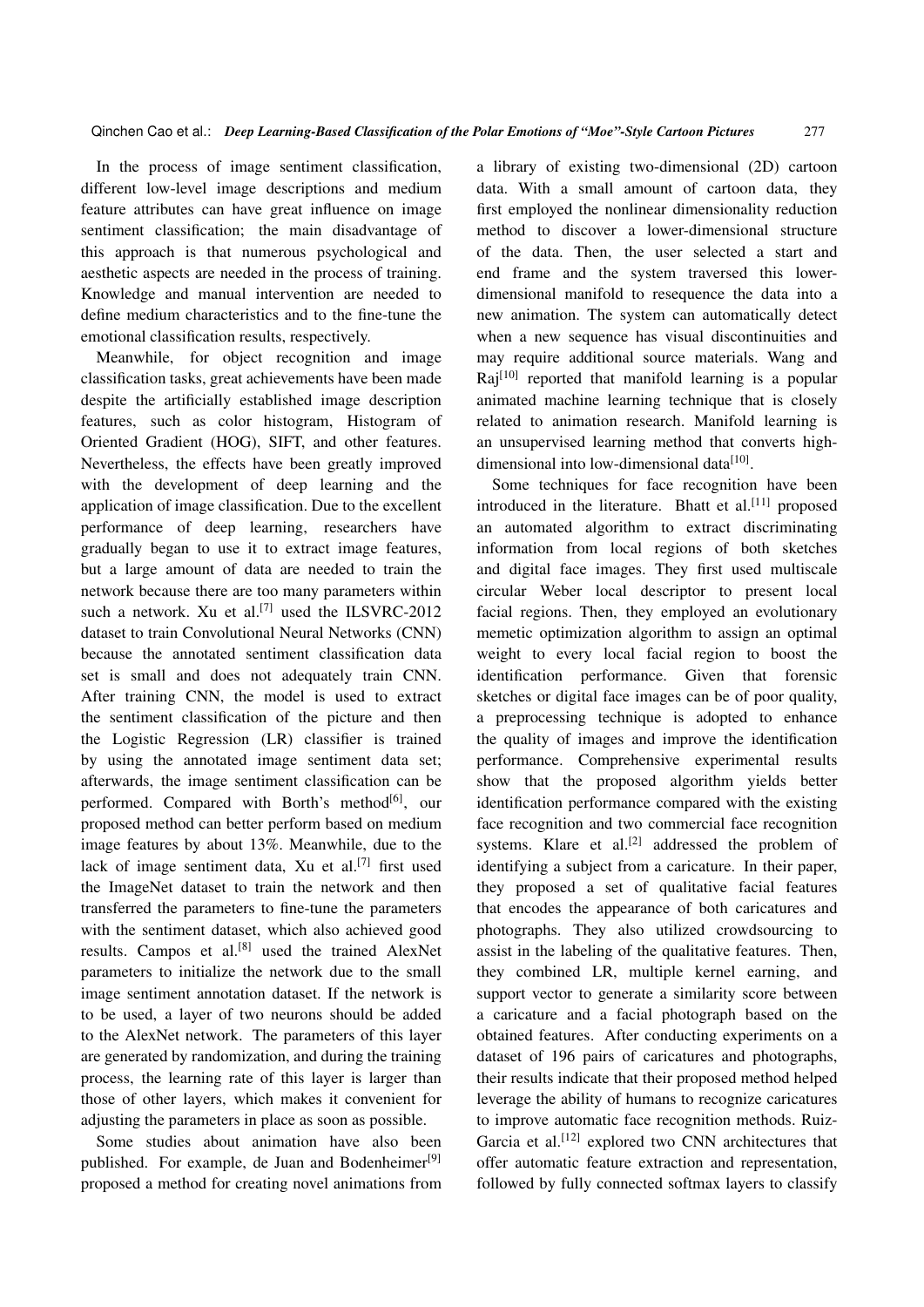In the process of image sentiment classification, different low-level image descriptions and medium feature attributes can have great influence on image sentiment classification; the main disadvantage of this approach is that numerous psychological and aesthetic aspects are needed in the process of training. Knowledge and manual intervention are needed to define medium characteristics and to the fine-tune the emotional classification results, respectively.

Meanwhile, for object recognition and image classification tasks, great achievements have been made despite the artificially established image description features, such as color histogram, Histogram of Oriented Gradient (HOG), SIFT, and other features. Nevertheless, the effects have been greatly improved with the development of deep learning and the application of image classification. Due to the excellent performance of deep learning, researchers have gradually began to use it to extract image features, but a large amount of data are needed to train the network because there are too many parameters within such a network. Xu et al.[7] used the ILSVRC-2012 dataset to train Convolutional Neural Networks (CNN) because the annotated sentiment classification data set is small and does not adequately train CNN. After training CNN, the model is used to extract the sentiment classification of the picture and then the Logistic Regression (LR) classifier is trained by using the annotated image sentiment data set; afterwards, the image sentiment classification can be performed. Compared with Borth's method[6], our proposed method can better perform based on medium image features by about 13%. Meanwhile, due to the lack of image sentiment data, Xu et al.[7] first used the ImageNet dataset to train the network and then transferred the parameters to fine-tune the parameters with the sentiment dataset, which also achieved good results. Campos et al.[8] used the trained AlexNet parameters to initialize the network due to the small image sentiment annotation dataset. If the network is to be used, a layer of two neurons should be added to the AlexNet network. The parameters of this layer are generated by randomization, and during the training process, the learning rate of this layer is larger than those of other layers, which makes it convenient for adjusting the parameters in place as soon as possible.

Some studies about animation have also been published. For example, de Juan and Bodenheimer[9] proposed a method for creating novel animations from a library of existing two-dimensional (2D) cartoon data. With a small amount of cartoon data, they first employed the nonlinear dimensionality reduction method to discover a lower-dimensional structure of the data. Then, the user selected a start and end frame and the system traversed this lower-dimensional manifold to resequence the data into a new animation. The system can automatically detect when a new sequence has visual discontinuities and may require additional source materials. Wang and Raj[10] reported that manifold learning is a popular animated machine learning technique that is closely related to animation research. Manifold learning is an unsupervised learning method that converts high-dimensional into low-dimensional data[10].

Some techniques for face recognition have been introduced in the literature. Bhatt et al.[11] proposed an automated algorithm to extract discriminating information from local regions of both sketches and digital face images. They first used multiscale circular Weber local descriptor to present local facial regions. Then, they employed an evolutionary memetic optimization algorithm to assign an optimal weight to every local facial region to boost the identification performance. Given that forensic sketches or digital face images can be of poor quality, a preprocessing technique is adopted to enhance the quality of images and improve the identification performance. Comprehensive experimental results show that the proposed algorithm yields better identification performance compared with the existing face recognition and two commercial face recognition systems. Klare et al.[2] addressed the problem of identifying a subject from a caricature. In their paper, they proposed a set of qualitative facial features that encodes the appearance of both caricatures and photographs. They also utilized crowdsourcing to assist in the labeling of the qualitative features. Then, they combined LR, multiple kernel earning, and support vector to generate a similarity score between a caricature and a facial photograph based on the obtained features. After conducting experiments on a dataset of 196 pairs of caricatures and photographs, their results indicate that their proposed method helped leverage the ability of humans to recognize caricatures to improve automatic face recognition methods. Ruiz-Garcia et al.[12] explored two CNN architectures that offer automatic feature extraction and representation, followed by fully connected softmax layers to classify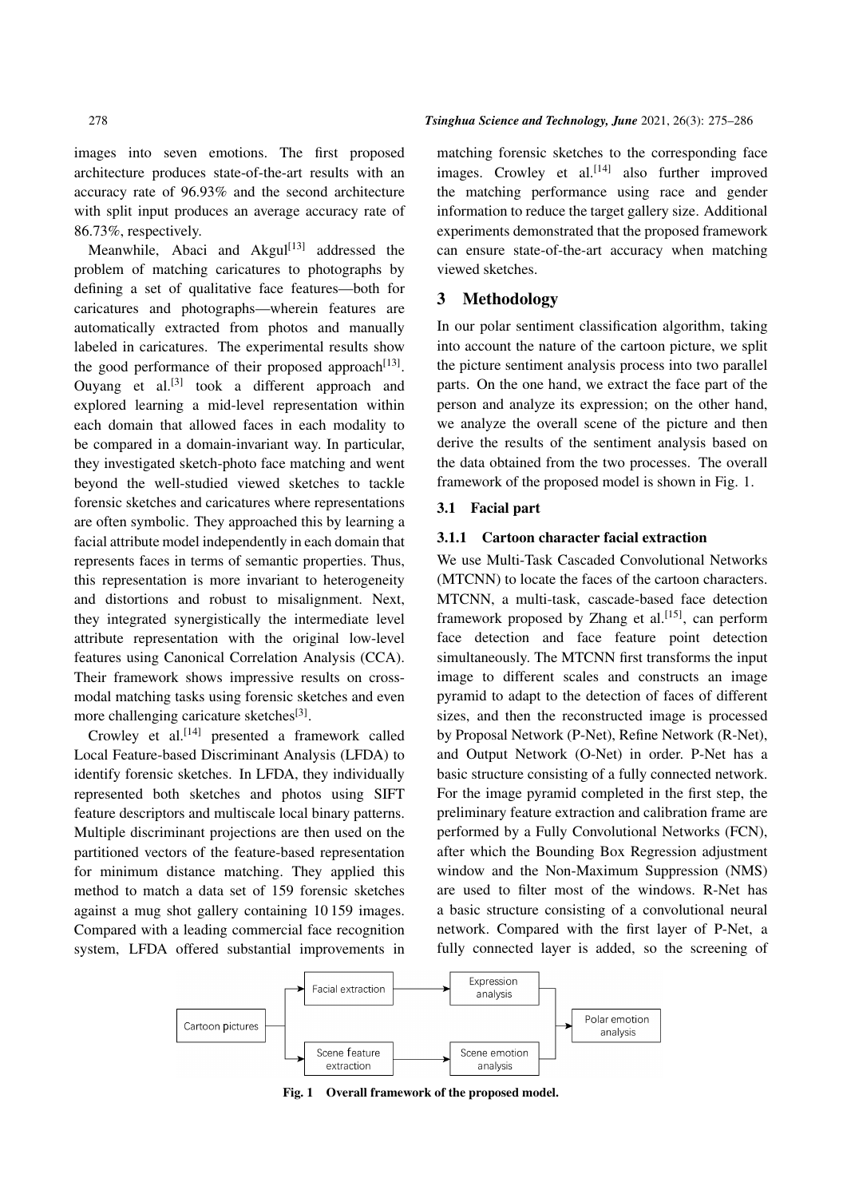images into seven emotions. The first proposed architecture produces state-of-the-art results with an accuracy rate of 96.93% and the second architecture with split input produces an average accuracy rate of 86.73%, respectively.

Meanwhile, Abaci and Akgul[13] addressed the problem of matching caricatures to photographs by defining a set of qualitative face features—both for caricatures and photographs—wherein features are automatically extracted from photos and manually labeled in caricatures. The experimental results show the good performance of their proposed approach[13]. Ouyang et al.[3] took a different approach and explored learning a mid-level representation within each domain that allowed faces in each modality to be compared in a domain-invariant way. In particular, they investigated sketch-photo face matching and went beyond the well-studied viewed sketches to tackle forensic sketches and caricatures where representations are often symbolic. They approached this by learning a facial attribute model independently in each domain that represents faces in terms of semantic properties. Thus, this representation is more invariant to heterogeneity and distortions and robust to misalignment. Next, they integrated synergistically the intermediate level attribute representation with the original low-level features using Canonical Correlation Analysis (CCA). Their framework shows impressive results on cross-modal matching tasks using forensic sketches and even more challenging caricature sketches[3].

Crowley et al.[14] presented a framework called Local Feature-based Discriminant Analysis (LFDA) to identify forensic sketches. In LFDA, they individually represented both sketches and photos using SIFT feature descriptors and multiscale local binary patterns. Multiple discriminant projections are then used on the partitioned vectors of the feature-based representation for minimum distance matching. They applied this method to match a data set of 159 forensic sketches against a mug shot gallery containing 10 159 images. Compared with a leading commercial face recognition system, LFDA offered substantial improvements in matching forensic sketches to the corresponding face images. Crowley et al.[14] also further improved the matching performance using race and gender information to reduce the target gallery size. Additional experiments demonstrated that the proposed framework can ensure state-of-the-art accuracy when matching viewed sketches.

## 3 Methodology

In our polar sentiment classification algorithm, taking into account the nature of the cartoon picture, we split the picture sentiment analysis process into two parallel parts. On the one hand, we extract the face part of the person and analyze its expression; on the other hand, we analyze the overall scene of the picture and then derive the results of the sentiment analysis based on the data obtained from the two processes. The overall framework of the proposed model is shown in Fig. 1.

### 3.1 Facial part

#### 3.1.1 Cartoon character facial extraction

We use Multi-Task Cascaded Convolutional Networks (MTCNN) to locate the faces of the cartoon characters. MTCNN, a multi-task, cascade-based face detection framework proposed by Zhang et al.[15], can perform face detection and face feature point detection simultaneously. The MTCNN first transforms the input image to different scales and constructs an image pyramid to adapt to the detection of faces of different sizes, and then the reconstructed image is processed by Proposal Network (P-Net), Refine Network (R-Net), and Output Network (O-Net) in order. P-Net has a basic structure consisting of a fully connected network. For the image pyramid completed in the first step, the preliminary feature extraction and calibration frame are performed by a Fully Convolutional Networks (FCN), after which the Bounding Box Regression adjustment window and the Non-Maximum Suppression (NMS) are used to filter most of the windows. R-Net has a basic structure consisting of a convolutional neural network. Compared with the first layer of P-Net, a fully connected layer is added, so the screening of

Cartoon pictures → Facial extraction → Expression analysis → Polar emotion analysis
Cartoon pictures → Scene feature extraction → Scene emotion analysis → Polar emotion analysis

**Fig. 1 Overall framework of the proposed model.**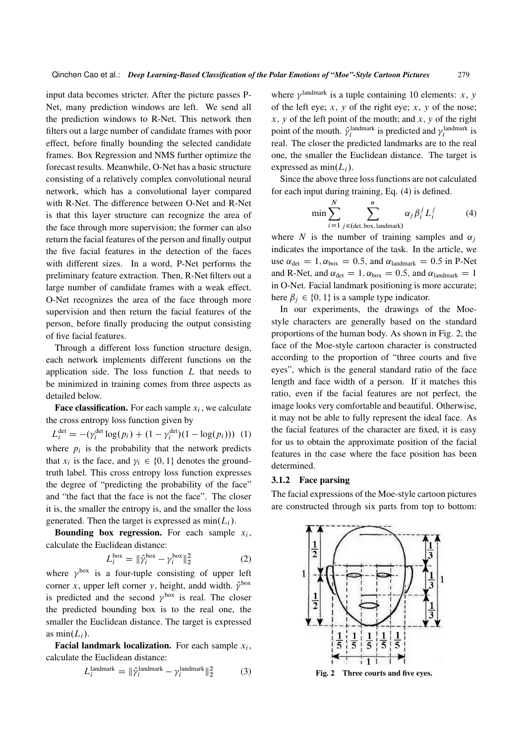input data becomes stricter. After the picture passes P-Net, many prediction windows are left. We send all the prediction windows to R-Net. This network then filters out a large number of candidate frames with poor effect, before finally bounding the selected candidate frames. Box Regression and NMS further optimize the forecast results. Meanwhile, O-Net has a basic structure consisting of a relatively complex convolutional neural network, which has a convolutional layer compared with R-Net. The difference between O-Net and R-Net is that this layer structure can recognize the area of the face through more supervision; the former can also return the facial features of the person and finally output the five facial features in the detection of the faces with different sizes. In a word, P-Net performs the preliminary feature extraction. Then, R-Net filters out a large number of candidate frames with a weak effect. O-Net recognizes the area of the face through more supervision and then return the facial features of the person, before finally producing the output consisting of five facial features.

Through a different loss function structure design, each network implements different functions on the application side. The loss function $L$ that needs to be minimized in training comes from three aspects as detailed below.

**Face classification.** For each sample $x_i$, we calculate the cross entropy loss function given by

$$L_i^{\text{det}} = -(\gamma_i^{\text{det}} \log(p_i) + (1 - \gamma_i^{\text{det}})(1 - \log(p_i))) \quad (1)$$

where $p_i$ is the probability that the network predicts that $x_i$ is the face, and $\gamma_i \in \{0, 1\}$ denotes the ground-truth label. This cross entropy loss function expresses the degree of "predicting the probability of the face" and "the fact that the face is not the face". The closer it is, the smaller the entropy is, and the smaller the loss generated. Then the target is expressed as $\min(L_i)$.

**Bounding box regression.** For each sample $x_i$, calculate the Euclidean distance:

$$L_i^{\text{box}} = \|\hat{\gamma}_i^{\text{box}} - \gamma_i^{\text{box}}\|_2^2 \quad (2)$$

where $\gamma^{\text{box}}$ is a four-tuple consisting of upper left corner $x$, upper left corner $y$, height, andd width. $\hat{\gamma}^{\text{box}}$ is predicted and the second $\gamma^{\text{box}}$ is real. The closer the predicted bounding box is to the real one, the smaller the Euclidean distance. The target is expressed as $\min(L_i)$.

**Facial landmark localization.** For each sample $x_i$, calculate the Euclidean distance:

$$L_i^{\text{landmark}} = \|\hat{\gamma}_i^{\text{landmark}} - \gamma_i^{\text{landmark}}\|_2^2 \quad (3)$$

where $\gamma^{\text{landmark}}$ is a tuple containing 10 elements: $x$, $y$ of the left eye; $x$, $y$ of the right eye; $x$, $y$ of the nose; $x$, $y$ of the left point of the mouth; and $x$, $y$ of the right point of the mouth. $\hat{\gamma}_i^{\text{landmark}}$ is predicted and $\gamma_i^{\text{landmark}}$ is real. The closer the predicted landmarks are to the real one, the smaller the Euclidean distance. The target is expressed as $\min(L_i)$.

Since the above three loss functions are not calculated for each input during training, Eq. (4) is defined.

$$\min \sum_{i=1}^{N} \sum_{j \in (\text{det, box, landmark})}^{n} \alpha_j \beta_i^j L_i^j \quad (4)$$

where $N$ is the number of training samples and $\alpha_j$ indicates the importance of the task. In the article, we use $\alpha_{\text{det}} = 1, \alpha_{\text{box}} = 0.5$, and $\alpha_{\text{landmark}} = 0.5$ in P-Net and R-Net, and $\alpha_{\text{det}} = 1, \alpha_{\text{box}} = 0.5$, and $\alpha_{\text{landmark}} = 1$ in O-Net. Facial landmark positioning is more accurate; here $\beta_j \in \{0, 1\}$ is a sample type indicator.

In our experiments, the drawings of the Moe-style characters are generally based on the standard proportions of the human body. As shown in Fig. 2, the face of the Moe-style cartoon character is constructed according to the proportion of "three courts and five eyes", which is the general standard ratio of the face length and face width of a person. If it matches this ratio, even if the facial features are not perfect, the image looks very comfortable and beautiful. Otherwise, it may not be able to fully represent the ideal face. As the facial features of the character are fixed, it is easy for us to obtain the approximate position of the facial features in the case where the face position has been determined.

### 3.1.2 Face parsing

The facial expressions of the Moe-style cartoon pictures are constructed through six parts from top to bottom:

**Fig. 2 Three courts and five eyes.**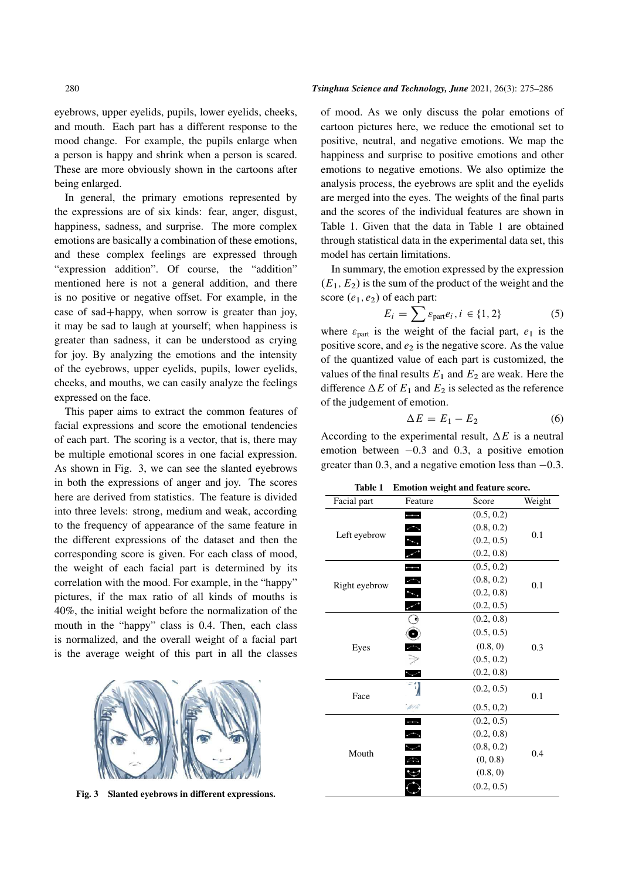eyebrows, upper eyelids, pupils, lower eyelids, cheeks, and mouth. Each part has a different response to the mood change. For example, the pupils enlarge when a person is happy and shrink when a person is scared. These are more obviously shown in the cartoons after being enlarged.

In general, the primary emotions represented by the expressions are of six kinds: fear, anger, disgust, happiness, sadness, and surprise. The more complex emotions are basically a combination of these emotions, and these complex feelings are expressed through "expression addition". Of course, the "addition" mentioned here is not a general addition, and there is no positive or negative offset. For example, in the case of sad+happy, when sorrow is greater than joy, it may be sad to laugh at yourself; when happiness is greater than sadness, it can be understood as crying for joy. By analyzing the emotions and the intensity of the eyebrows, upper eyelids, pupils, lower eyelids, cheeks, and mouths, we can easily analyze the feelings expressed on the face.

This paper aims to extract the common features of facial expressions and score the emotional tendencies of each part. The scoring is a vector, that is, there may be multiple emotional scores in one facial expression. As shown in Fig. 3, we can see the slanted eyebrows in both the expressions of anger and joy. The scores here are derived from statistics. The feature is divided into three levels: strong, medium and weak, according to the frequency of appearance of the same feature in the different expressions of the dataset and then the corresponding score is given. For each class of mood, the weight of each facial part is determined by its correlation with the mood. For example, in the "happy" pictures, if the max ratio of all kinds of mouths is 40%, the initial weight before the normalization of the mouth in the "happy" class is 0.4. Then, each class is normalized, and the overall weight of a facial part is the average weight of this part in all the classes

Fig. 3 Slanted eyebrows in different expressions.

of mood. As we only discuss the polar emotions of cartoon pictures here, we reduce the emotional set to positive, neutral, and negative emotions. We map the happiness and surprise to positive emotions and other emotions to negative emotions. We also optimize the analysis process, the eyebrows are split and the eyelids are merged into the eyes. The weights of the final parts and the scores of the individual features are shown in Table 1. Given that the data in Table 1 are obtained through statistical data in the experimental data set, this model has certain limitations.

In summary, the emotion expressed by the expression $(E_1, E_2)$ is the sum of the product of the weight and the score $(e_1, e_2)$ of each part:

$$E_i = \sum \varepsilon_{\text{part}} e_i, i \in \{1, 2\} \tag{5}$$

where $\varepsilon_{\text{part}}$ is the weight of the facial part, $e_1$ is the positive score, and $e_2$ is the negative score. As the value of the quantized value of each part is customized, the values of the final results $E_1$ and $E_2$ are weak. Here the difference $\Delta E$ of $E_1$ and $E_2$ is selected as the reference of the judgement of emotion.

$$\Delta E = E_1 - E_2 \tag{6}$$

According to the experimental result, $\Delta E$ is a neutral emotion between $-0.3$ and 0.3, a positive emotion greater than 0.3, and a negative emotion less than $-0.3$.

**Table 1 Emotion weight and feature score.**

| Facial part | Feature | Score | Weight |
|---|---|---|---|
| Left eyebrow | | (0.5, 0.2) | 0.1 |
| | | (0.8, 0.2) | |
| | | (0.2, 0.5) | |
| | | (0.2, 0.8) | |
| Right eyebrow | | (0.5, 0.2) | 0.1 |
| | | (0.8, 0.2) | |
| | | (0.2, 0.8) | |
| | | (0.2, 0.5) | |
| Eyes | | (0.2, 0.8) | 0.3 |
| | | (0.5, 0.5) | |
| | | (0.8, 0) | |
| | | (0.5, 0.2) | |
| | | (0.2, 0.8) | |
| Face | | (0.2, 0.5) | 0.1 |
| | | (0.5, 0,2) | |
| Mouth | | (0.2, 0.5) | 0.4 |
| | | (0.2, 0.8) | |
| | | (0.8, 0.2) | |
| | | (0, 0.8) | |
| | | (0.8, 0) | |
| | | (0.2, 0.5) | |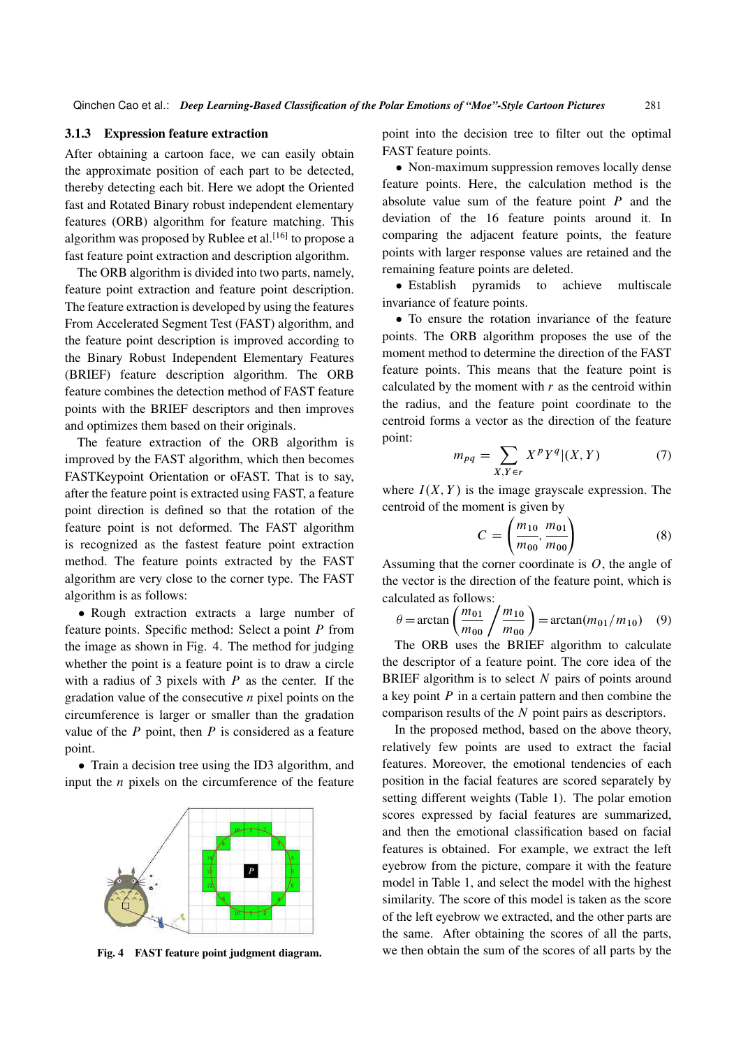### 3.1.3 Expression feature extraction

After obtaining a cartoon face, we can easily obtain the approximate position of each part to be detected, thereby detecting each bit. Here we adopt the Oriented fast and Rotated Binary robust independent elementary features (ORB) algorithm for feature matching. This algorithm was proposed by Rublee et al.[16] to propose a fast feature point extraction and description algorithm.

The ORB algorithm is divided into two parts, namely, feature point extraction and feature point description. The feature extraction is developed by using the features From Accelerated Segment Test (FAST) algorithm, and the feature point description is improved according to the Binary Robust Independent Elementary Features (BRIEF) feature description algorithm. The ORB feature combines the detection method of FAST feature points with the BRIEF descriptors and then improves and optimizes them based on their originals.

The feature extraction of the ORB algorithm is improved by the FAST algorithm, which then becomes FASTKeypoint Orientation or oFAST. That is to say, after the feature point is extracted using FAST, a feature point direction is defined so that the rotation of the feature point is not deformed. The FAST algorithm is recognized as the fastest feature point extraction method. The feature points extracted by the FAST algorithm are very close to the corner type. The FAST algorithm is as follows:

- Rough extraction extracts a large number of feature points. Specific method: Select a point $P$ from the image as shown in Fig. 4. The method for judging whether the point is a feature point is to draw a circle with a radius of 3 pixels with $P$ as the center. If the gradation value of the consecutive $n$ pixel points on the circumference is larger or smaller than the gradation value of the $P$ point, then $P$ is considered as a feature point.
- Train a decision tree using the ID3 algorithm, and input the $n$ pixels on the circumference of the feature point into the decision tree to filter out the optimal FAST feature points.
- Non-maximum suppression removes locally dense feature points. Here, the calculation method is the absolute value sum of the feature point $P$ and the deviation of the 16 feature points around it. In comparing the adjacent feature points, the feature points with larger response values are retained and the remaining feature points are deleted.
- Establish pyramids to achieve multiscale invariance of feature points.
- To ensure the rotation invariance of the feature points. The ORB algorithm proposes the use of the moment method to determine the direction of the FAST feature points. This means that the feature point is calculated by the moment with $r$ as the centroid within the radius, and the feature point coordinate to the centroid forms a vector as the direction of the feature point:

Fig. 4 FAST feature point judgment diagram.

$$m_{pq} = \sum_{X,Y \in r} X^p Y^q |(X, Y) \tag{7}$$

where $I(X, Y)$ is the image grayscale expression. The centroid of the moment is given by

$$C = \left( \frac{m_{10}}{m_{00}}, \frac{m_{01}}{m_{00}} \right) \tag{8}$$

Assuming that the corner coordinate is $O$, the angle of the vector is the direction of the feature point, which is calculated as follows:

$$\theta = \arctan\left( \frac{m_{01}}{m_{00}} \bigg/ \frac{m_{10}}{m_{00}} \right) = \arctan(m_{01}/m_{10}) \tag{9}$$

The ORB uses the BRIEF algorithm to calculate the descriptor of a feature point. The core idea of the BRIEF algorithm is to select $N$ pairs of points around a key point $P$ in a certain pattern and then combine the comparison results of the $N$ point pairs as descriptors.

In the proposed method, based on the above theory, relatively few points are used to extract the facial features. Moreover, the emotional tendencies of each position in the facial features are scored separately by setting different weights (Table 1). The polar emotion scores expressed by facial features are summarized, and then the emotional classification based on facial features is obtained. For example, we extract the left eyebrow from the picture, compare it with the feature model in Table 1, and select the model with the highest similarity. The score of this model is taken as the score of the left eyebrow we extracted, and the other parts are the same. After obtaining the scores of all the parts, we then obtain the sum of the scores of all parts by the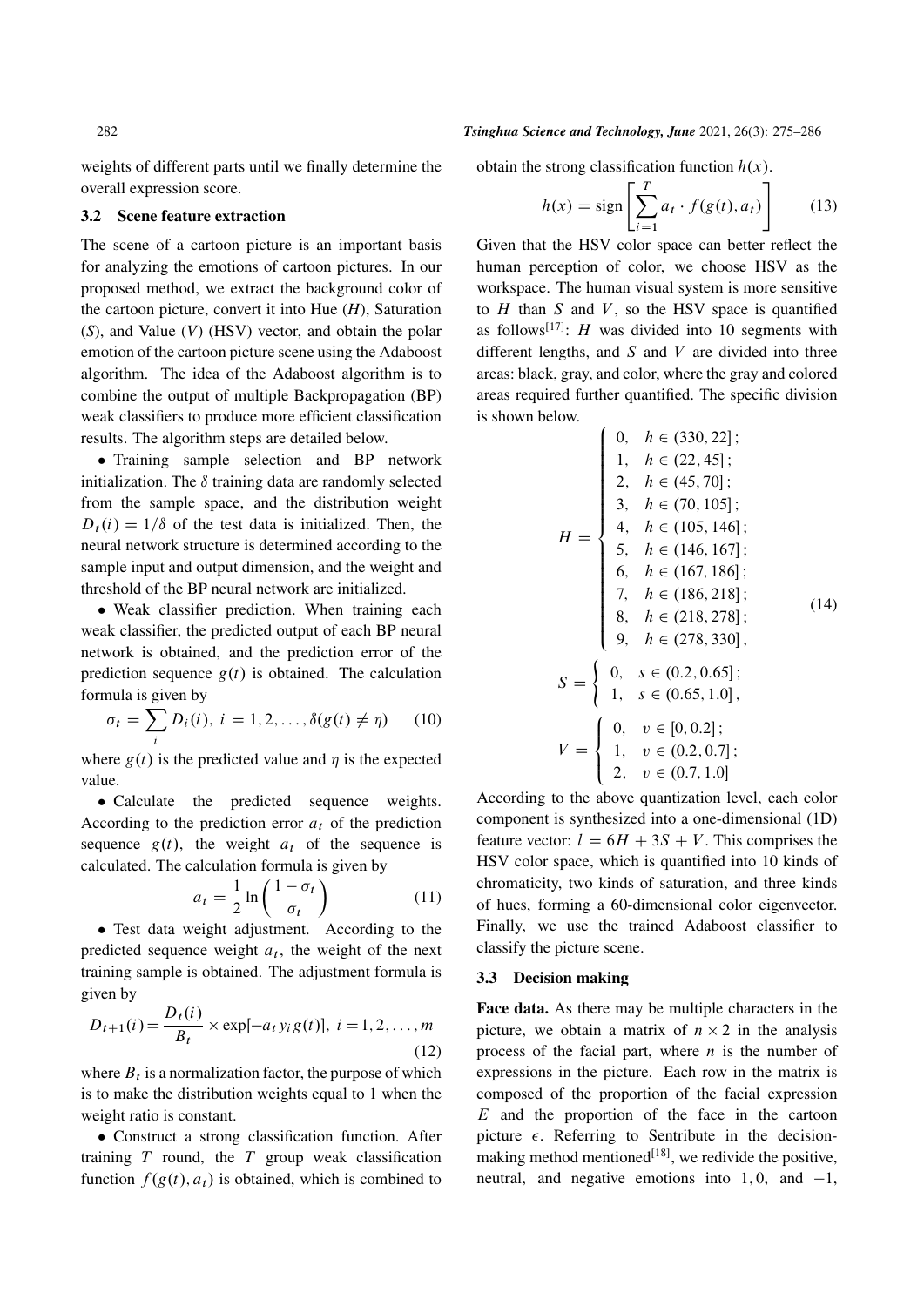weights of different parts until we finally determine the overall expression score.

### 3.2 Scene feature extraction

The scene of a cartoon picture is an important basis for analyzing the emotions of cartoon pictures. In our proposed method, we extract the background color of the cartoon picture, convert it into Hue ($H$), Saturation ($S$), and Value ($V$) (HSV) vector, and obtain the polar emotion of the cartoon picture scene using the Adaboost algorithm. The idea of the Adaboost algorithm is to combine the output of multiple Backpropagation (BP) weak classifiers to produce more efficient classification results. The algorithm steps are detailed below.

- Training sample selection and BP network initialization. The $\delta$ training data are randomly selected from the sample space, and the distribution weight $D_t(i) = 1/\delta$ of the test data is initialized. Then, the neural network structure is determined according to the sample input and output dimension, and the weight and threshold of the BP neural network are initialized.

- Weak classifier prediction. When training each weak classifier, the predicted output of each BP neural network is obtained, and the prediction error of the prediction sequence $g(t)$ is obtained. The calculation formula is given by

$$\sigma_t = \sum_i D_i(i),\ i = 1, 2, \ldots, \delta(g(t) \neq \eta) \tag{10}$$

where $g(t)$ is the predicted value and $\eta$ is the expected value.

- Calculate the predicted sequence weights. According to the prediction error $a_t$ of the prediction sequence $g(t)$, the weight $a_t$ of the sequence is calculated. The calculation formula is given by

$$a_t = \frac{1}{2} \ln\left(\frac{1 - \sigma_t}{\sigma_t}\right) \tag{11}$$

- Test data weight adjustment. According to the predicted sequence weight $a_t$, the weight of the next training sample is obtained. The adjustment formula is given by

$$D_{t+1}(i) = \frac{D_t(i)}{B_t} \times \exp[-a_t y_i g(t)],\ i = 1, 2, \ldots, m \tag{12}$$

where $B_t$ is a normalization factor, the purpose of which is to make the distribution weights equal to 1 when the weight ratio is constant.

- Construct a strong classification function. After training $T$ round, the $T$ group weak classification function $f(g(t), a_t)$ is obtained, which is combined to obtain the strong classification function $h(x)$.

$$h(x) = \operatorname{sign}\left[\sum_{i=1}^{T} a_t \cdot f(g(t), a_t)\right] \tag{13}$$

Given that the HSV color space can better reflect the human perception of color, we choose HSV as the workspace. The human visual system is more sensitive to $H$ than $S$ and $V$, so the HSV space is quantified as follows[17]: $H$ was divided into 10 segments with different lengths, and $S$ and $V$ are divided into three areas: black, gray, and color, where the gray and colored areas required further quantified. The specific division is shown below.

$$H = \begin{cases} 0, & h \in (330, 22]; \\ 1, & h \in (22, 45]; \\ 2, & h \in (45, 70]; \\ 3, & h \in (70, 105]; \\ 4, & h \in (105, 146]; \\ 5, & h \in (146, 167]; \\ 6, & h \in (167, 186]; \\ 7, & h \in (186, 218]; \\ 8, & h \in (218, 278]; \\ 9, & h \in (278, 330], \end{cases}$$

$$S = \begin{cases} 0, & s \in (0.2, 0.65]; \\ 1, & s \in (0.65, 1.0], \end{cases} \tag{14}$$

$$V = \begin{cases} 0, & v \in [0, 0.2]; \\ 1, & v \in (0.2, 0.7]; \\ 2, & v \in (0.7, 1.0] \end{cases}$$

According to the above quantization level, each color component is synthesized into a one-dimensional (1D) feature vector: $l = 6H + 3S + V$. This comprises the HSV color space, which is quantified into 10 kinds of chromaticity, two kinds of saturation, and three kinds of hues, forming a 60-dimensional color eigenvector. Finally, we use the trained Adaboost classifier to classify the picture scene.

### 3.3 Decision making

**Face data.** As there may be multiple characters in the picture, we obtain a matrix of $n \times 2$ in the analysis process of the facial part, where $n$ is the number of expressions in the picture. Each row in the matrix is composed of the proportion of the facial expression $E$ and the proportion of the face in the cartoon picture $\epsilon$. Referring to Sentribute in the decision-making method mentioned[18], we redivide the positive, neutral, and negative emotions into $1, 0$, and $-1$,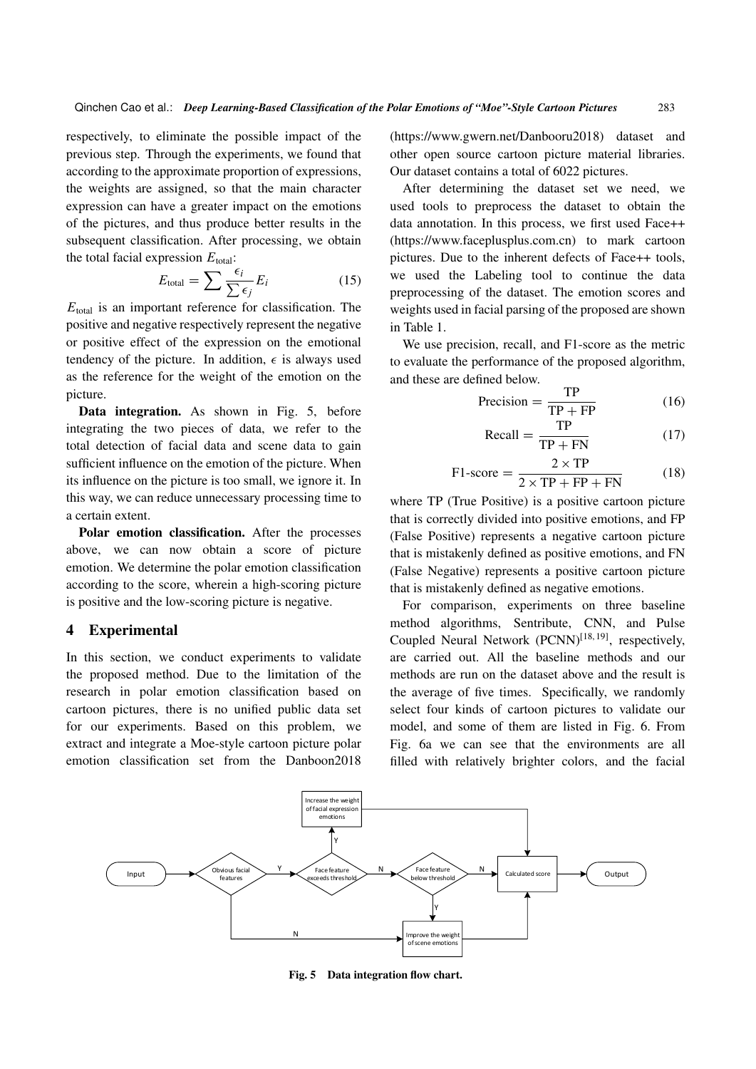respectively, to eliminate the possible impact of the previous step. Through the experiments, we found that according to the approximate proportion of expressions, the weights are assigned, so that the main character expression can have a greater impact on the emotions of the pictures, and thus produce better results in the subsequent classification. After processing, we obtain the total facial expression $E_{\text{total}}$:

$$E_{\text{total}} = \sum \frac{\epsilon_i}{\sum \epsilon_j} E_i \tag{15}$$

$E_{\text{total}}$ is an important reference for classification. The positive and negative respectively represent the negative or positive effect of the expression on the emotional tendency of the picture. In addition, $\epsilon$ is always used as the reference for the weight of the emotion on the picture.

**Data integration.** As shown in Fig. 5, before integrating the two pieces of data, we refer to the total detection of facial data and scene data to gain sufficient influence on the emotion of the picture. When its influence on the picture is too small, we ignore it. In this way, we can reduce unnecessary processing time to a certain extent.

**Polar emotion classification.** After the processes above, we can now obtain a score of picture emotion. We determine the polar emotion classification according to the score, wherein a high-scoring picture is positive and the low-scoring picture is negative.

## 4 Experimental

In this section, we conduct experiments to validate the proposed method. Due to the limitation of the research in polar emotion classification based on cartoon pictures, there is no unified public data set for our experiments. Based on this problem, we extract and integrate a Moe-style cartoon picture polar emotion classification set from the Danboon2018 (https://www.gwern.net/Danbooru2018) dataset and other open source cartoon picture material libraries. Our dataset contains a total of 6022 pictures.

After determining the dataset set we need, we used tools to preprocess the dataset to obtain the data annotation. In this process, we first used Face++ (https://www.faceplusplus.com.cn) to mark cartoon pictures. Due to the inherent defects of Face++ tools, we used the Labeling tool to continue the data preprocessing of the dataset. The emotion scores and weights used in facial parsing of the proposed are shown in Table 1.

We use precision, recall, and F1-score as the metric to evaluate the performance of the proposed algorithm, and these are defined below.

$$\text{Precision} = \frac{\text{TP}}{\text{TP} + \text{FP}} \tag{16}$$

$$\text{Recall} = \frac{\text{TP}}{\text{TP} + \text{FN}} \tag{17}$$

$$\text{F1-score} = \frac{2 \times \text{TP}}{2 \times \text{TP} + \text{FP} + \text{FN}} \tag{18}$$

where TP (True Positive) is a positive cartoon picture that is correctly divided into positive emotions, and FP (False Positive) represents a negative cartoon picture that is mistakenly defined as positive emotions, and FN (False Negative) represents a positive cartoon picture that is mistakenly defined as negative emotions.

For comparison, experiments on three baseline method algorithms, Sentribute, CNN, and Pulse Coupled Neural Network (PCNN)[18, 19], respectively, are carried out. All the baseline methods and our methods are run on the dataset above and the result is the average of five times. Specifically, we randomly select four kinds of cartoon pictures to validate our model, and some of them are listed in Fig. 6. From Fig. 6a we can see that the environments are all filled with relatively brighter colors, and the facial

Fig. 5 Data integration flow chart.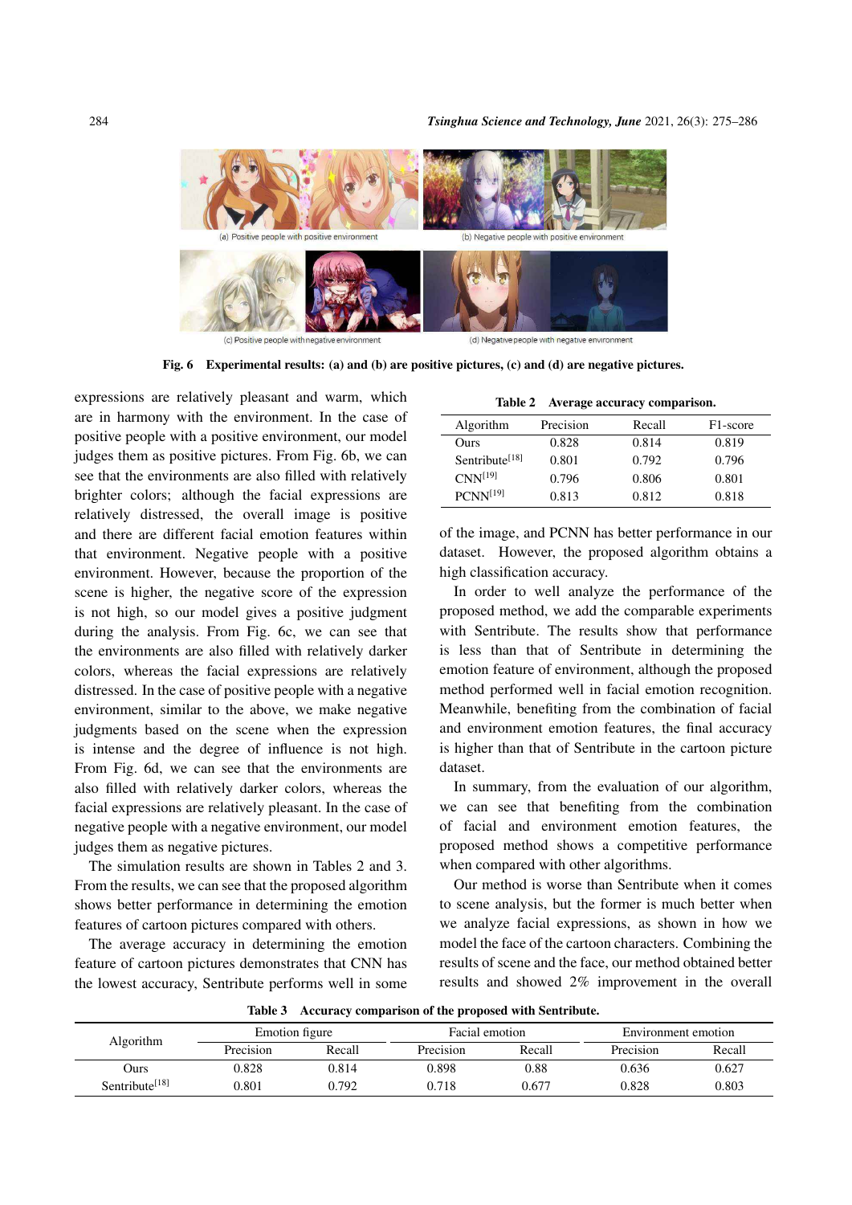(a) Positive people with positive environment

(b) Negative people with positive environment

(c) Positive people with negative environment

(d) Negative people with negative environment

**Fig. 6 Experimental results: (a) and (b) are positive pictures, (c) and (d) are negative pictures.**

expressions are relatively pleasant and warm, which are in harmony with the environment. In the case of positive people with a positive environment, our model judges them as positive pictures. From Fig. 6b, we can see that the environments are also filled with relatively brighter colors; although the facial expressions are relatively distressed, the overall image is positive and there are different facial emotion features within that environment. Negative people with a positive environment. However, because the proportion of the scene is higher, the negative score of the expression is not high, so our model gives a positive judgment during the analysis. From Fig. 6c, we can see that the environments are also filled with relatively darker colors, whereas the facial expressions are relatively distressed. In the case of positive people with a negative environment, similar to the above, we make negative judgments based on the scene when the expression is intense and the degree of influence is not high. From Fig. 6d, we can see that the environments are also filled with relatively darker colors, whereas the facial expressions are relatively pleasant. In the case of negative people with a negative environment, our model judges them as negative pictures.

The simulation results are shown in Tables 2 and 3. From the results, we can see that the proposed algorithm shows better performance in determining the emotion features of cartoon pictures compared with others.

The average accuracy in determining the emotion feature of cartoon pictures demonstrates that CNN has the lowest accuracy, Sentribute performs well in some of the image, and PCNN has better performance in our dataset. However, the proposed algorithm obtains a high classification accuracy.

**Table 2 Average accuracy comparison.**

| Algorithm | Precision | Recall | F1-score |
|---|---|---|---|
| Ours | 0.828 | 0.814 | 0.819 |
| Sentribute[18] | 0.801 | 0.792 | 0.796 |
| CNN[19] | 0.796 | 0.806 | 0.801 |
| PCNN[19] | 0.813 | 0.812 | 0.818 |

In order to well analyze the performance of the proposed method, we add the comparable experiments with Sentribute. The results show that performance is less than that of Sentribute in determining the emotion feature of environment, although the proposed method performed well in facial emotion recognition. Meanwhile, benefiting from the combination of facial and environment emotion features, the final accuracy is higher than that of Sentribute in the cartoon picture dataset.

In summary, from the evaluation of our algorithm, we can see that benefiting from the combination of facial and environment emotion features, the proposed method shows a competitive performance when compared with other algorithms.

Our method is worse than Sentribute when it comes to scene analysis, but the former is much better when we analyze facial expressions, as shown in how we model the face of the cartoon characters. Combining the results of scene and the face, our method obtained better results and showed 2% improvement in the overall

**Table 3 Accuracy comparison of the proposed with Sentribute.**

| Algorithm | Emotion figure | | Facial emotion | | Environment emotion | |
|---|---|---|---|---|---|---|
| | Precision | Recall | Precision | Recall | Precision | Recall |
| Ours | 0.828 | 0.814 | 0.898 | 0.88 | 0.636 | 0.627 |
| Sentribute[18] | 0.801 | 0.792 | 0.718 | 0.677 | 0.828 | 0.803 |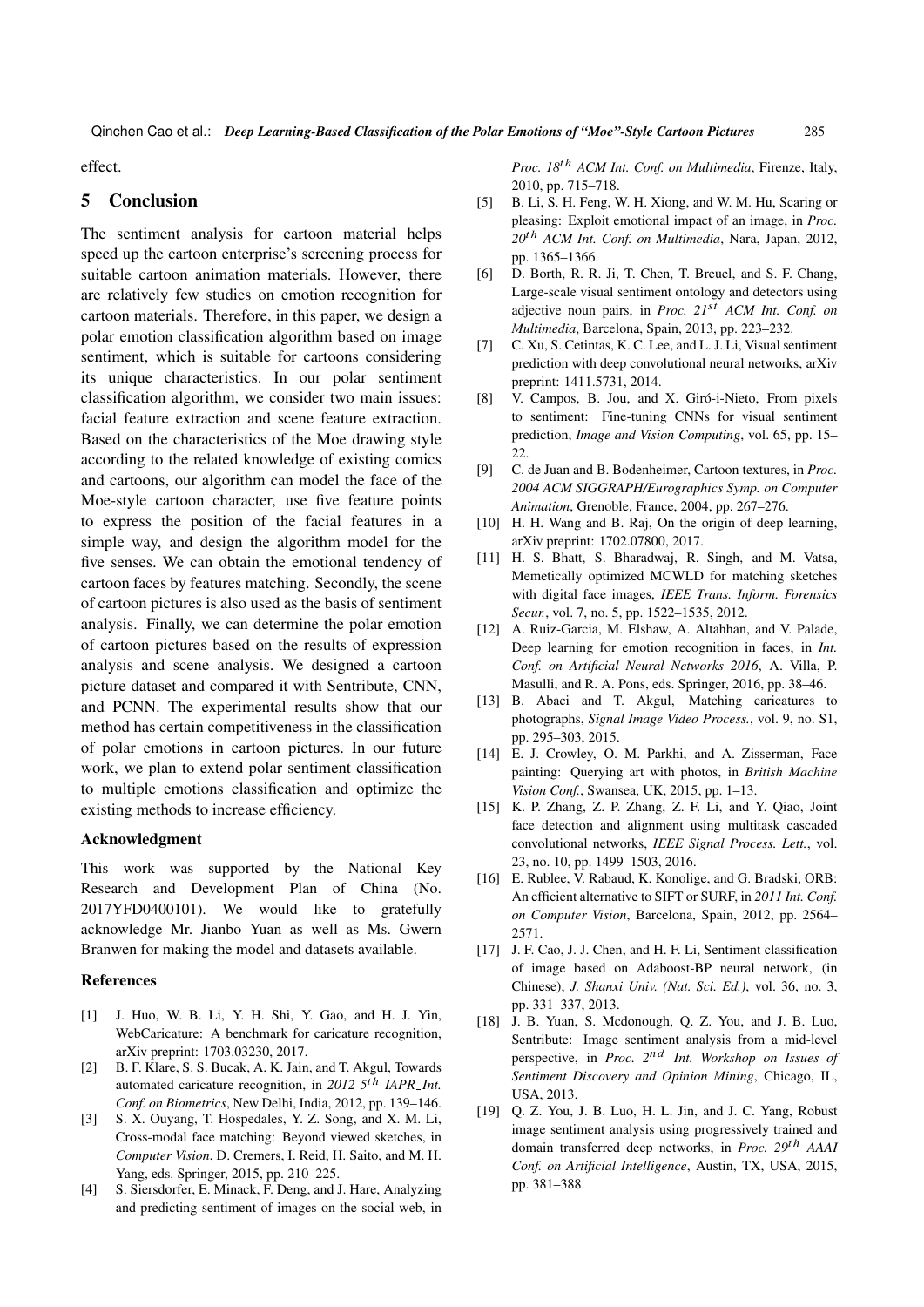effect.

## 5 Conclusion

The sentiment analysis for cartoon material helps speed up the cartoon enterprise's screening process for suitable cartoon animation materials. However, there are relatively few studies on emotion recognition for cartoon materials. Therefore, in this paper, we design a polar emotion classification algorithm based on image sentiment, which is suitable for cartoons considering its unique characteristics. In our polar sentiment classification algorithm, we consider two main issues: facial feature extraction and scene feature extraction. Based on the characteristics of the Moe drawing style according to the related knowledge of existing comics and cartoons, our algorithm can model the face of the Moe-style cartoon character, use five feature points to express the position of the facial features in a simple way, and design the algorithm model for the five senses. We can obtain the emotional tendency of cartoon faces by features matching. Secondly, the scene of cartoon pictures is also used as the basis of sentiment analysis. Finally, we can determine the polar emotion of cartoon pictures based on the results of expression analysis and scene analysis. We designed a cartoon picture dataset and compared it with Sentribute, CNN, and PCNN. The experimental results show that our method has certain competitiveness in the classification of polar emotions in cartoon pictures. In our future work, we plan to extend polar sentiment classification to multiple emotions classification and optimize the existing methods to increase efficiency.

### Acknowledgment

This work was supported by the National Key Research and Development Plan of China (No. 2017YFD0400101). We would like to gratefully acknowledge Mr. Jianbo Yuan as well as Ms. Gwern Branwen for making the model and datasets available.

### References

[1] J. Huo, W. B. Li, Y. H. Shi, Y. Gao, and H. J. Yin, WebCaricature: A benchmark for caricature recognition, arXiv preprint: 1703.03230, 2017.

[2] B. F. Klare, S. S. Bucak, A. K. Jain, and T. Akgul, Towards automated caricature recognition, in *2012 5th IAPR_Int. Conf. on Biometrics*, New Delhi, India, 2012, pp. 139–146.

[3] S. X. Ouyang, T. Hospedales, Y. Z. Song, and X. M. Li, Cross-modal face matching: Beyond viewed sketches, in *Computer Vision*, D. Cremers, I. Reid, H. Saito, and M. H. Yang, eds. Springer, 2015, pp. 210–225.

[4] S. Siersdorfer, E. Minack, F. Deng, and J. Hare, Analyzing and predicting sentiment of images on the social web, in *Proc. 18th ACM Int. Conf. on Multimedia*, Firenze, Italy, 2010, pp. 715–718.

[5] B. Li, S. H. Feng, W. H. Xiong, and W. M. Hu, Scaring or pleasing: Exploit emotional impact of an image, in *Proc. 20th ACM Int. Conf. on Multimedia*, Nara, Japan, 2012, pp. 1365–1366.

[6] D. Borth, R. R. Ji, T. Chen, T. Breuel, and S. F. Chang, Large-scale visual sentiment ontology and detectors using adjective noun pairs, in *Proc. 21st ACM Int. Conf. on Multimedia*, Barcelona, Spain, 2013, pp. 223–232.

[7] C. Xu, S. Cetintas, K. C. Lee, and L. J. Li, Visual sentiment prediction with deep convolutional neural networks, arXiv preprint: 1411.5731, 2014.

[8] V. Campos, B. Jou, and X. Giró-i-Nieto, From pixels to sentiment: Fine-tuning CNNs for visual sentiment prediction, *Image and Vision Computing*, vol. 65, pp. 15–22.

[9] C. de Juan and B. Bodenheimer, Cartoon textures, in *Proc. 2004 ACM SIGGRAPH/Eurographics Symp. on Computer Animation*, Grenoble, France, 2004, pp. 267–276.

[10] H. H. Wang and B. Raj, On the origin of deep learning, arXiv preprint: 1702.07800, 2017.

[11] H. S. Bhatt, S. Bharadwaj, R. Singh, and M. Vatsa, Memetically optimized MCWLD for matching sketches with digital face images, *IEEE Trans. Inform. Forensics Secur.*, vol. 7, no. 5, pp. 1522–1535, 2012.

[12] A. Ruiz-Garcia, M. Elshaw, A. Altahhan, and V. Palade, Deep learning for emotion recognition in faces, in *Int. Conf. on Artificial Neural Networks 2016*, A. Villa, P. Masulli, and R. A. Pons, eds. Springer, 2016, pp. 38–46.

[13] B. Abaci and T. Akgul, Matching caricatures to photographs, *Signal Image Video Process.*, vol. 9, no. S1, pp. 295–303, 2015.

[14] E. J. Crowley, O. M. Parkhi, and A. Zisserman, Face painting: Querying art with photos, in *British Machine Vision Conf.*, Swansea, UK, 2015, pp. 1–13.

[15] K. P. Zhang, Z. P. Zhang, Z. F. Li, and Y. Qiao, Joint face detection and alignment using multitask cascaded convolutional networks, *IEEE Signal Process. Lett.*, vol. 23, no. 10, pp. 1499–1503, 2016.

[16] E. Rublee, V. Rabaud, K. Konolige, and G. Bradski, ORB: An efficient alternative to SIFT or SURF, in *2011 Int. Conf. on Computer Vision*, Barcelona, Spain, 2012, pp. 2564–2571.

[17] J. F. Cao, J. J. Chen, and H. F. Li, Sentiment classification of image based on Adaboost-BP neural network, (in Chinese), *J. Shanxi Univ. (Nat. Sci. Ed.)*, vol. 36, no. 3, pp. 331–337, 2013.

[18] J. B. Yuan, S. Mcdonough, Q. Z. You, and J. B. Luo, Sentribute: Image sentiment analysis from a mid-level perspective, in *Proc. 2nd Int. Workshop on Issues of Sentiment Discovery and Opinion Mining*, Chicago, IL, USA, 2013.

[19] Q. Z. You, J. B. Luo, H. L. Jin, and J. C. Yang, Robust image sentiment analysis using progressively trained and domain transferred deep networks, in *Proc. 29th AAAI Conf. on Artificial Intelligence*, Austin, TX, USA, 2015, pp. 381–388.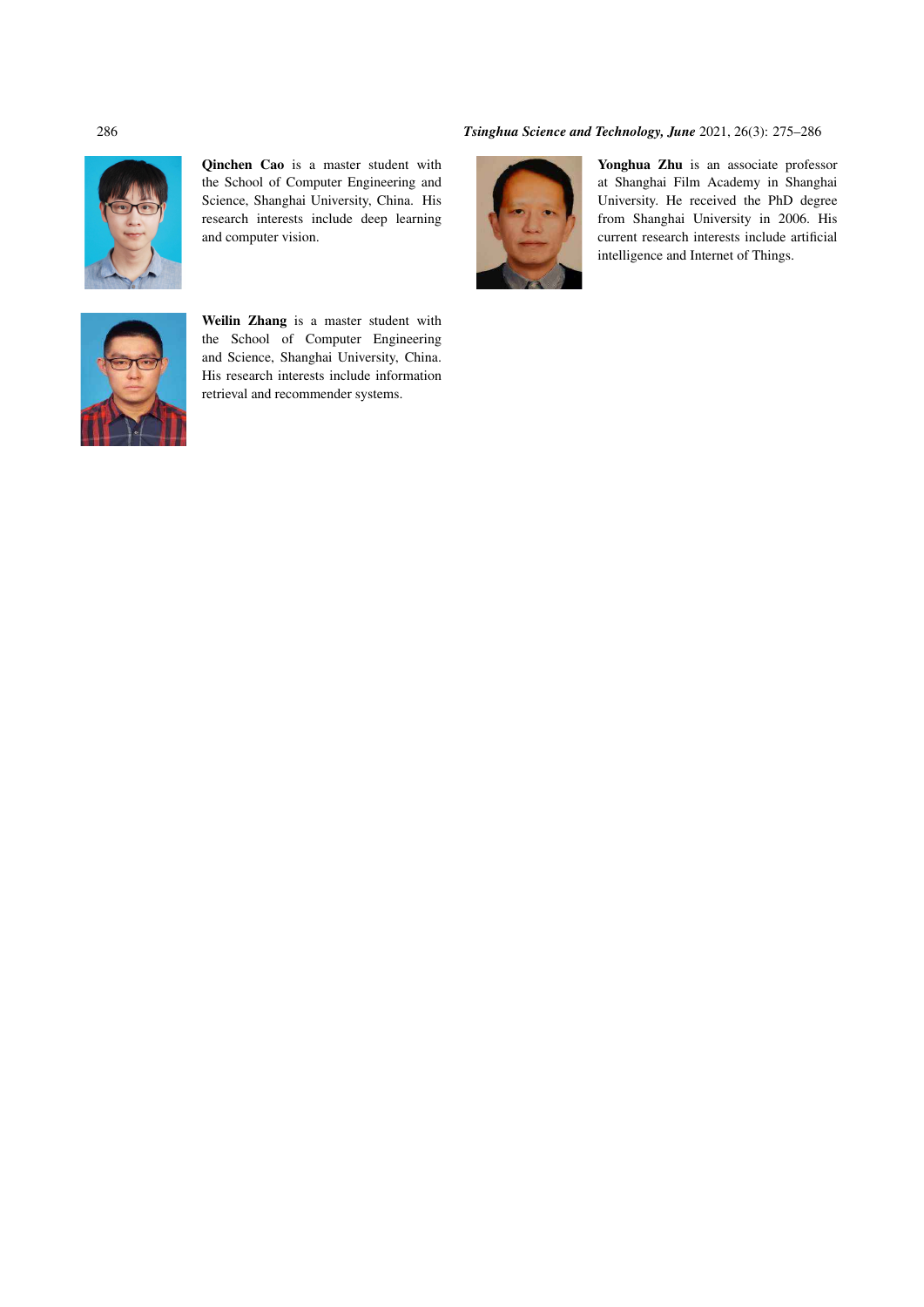**Qinchen Cao** is a master student with the School of Computer Engineering and Science, Shanghai University, China. His research interests include deep learning and computer vision.

**Weilin Zhang** is a master student with the School of Computer Engineering and Science, Shanghai University, China. His research interests include information retrieval and recommender systems.

**Yonghua Zhu** is an associate professor at Shanghai Film Academy in Shanghai University. He received the PhD degree from Shanghai University in 2006. His current research interests include artificial intelligence and Internet of Things.